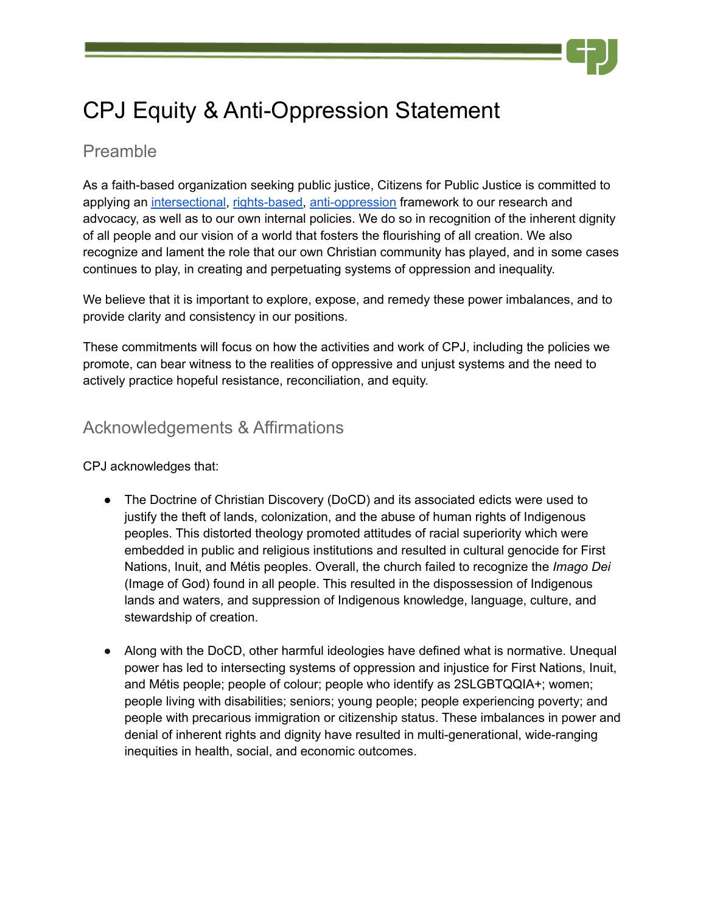# CPJ Equity & Anti-Oppression Statement

## Preamble

As a faith-based organization seeking public justice, Citizens for Public Justice is committed to applying an intersectional, rights-based, anti-oppression framework to our research and advocacy, as well as to our own internal policies. We do so in recognition of the inherent dignity of all people and our vision of a world that fosters the flourishing of all creation. We also recognize and lament the role that our own Christian community has played, and in some cases continues to play, in creating and perpetuating systems of oppression and inequality.

We believe that it is important to explore, expose, and remedy these power imbalances, and to provide clarity and consistency in our positions.

These commitments will focus on how the activities and work of CPJ, including the policies we promote, can bear witness to the realities of oppressive and unjust systems and the need to actively practice hopeful resistance, reconciliation, and equity.

## Acknowledgements & Affirmations

CPJ acknowledges that:

- The Doctrine of Christian Discovery (DoCD) and its associated edicts were used to justify the theft of lands, colonization, and the abuse of human rights of Indigenous peoples. This distorted theology promoted attitudes of racial superiority which were embedded in public and religious institutions and resulted in cultural genocide for First Nations, Inuit, and Métis peoples. Overall, the church failed to recognize the *Imago Dei* (Image of God) found in all people. This resulted in the dispossession of Indigenous lands and waters, and suppression of Indigenous knowledge, language, culture, and stewardship of creation.

- Along with the DoCD, other harmful ideologies have defined what is normative. Unequal power has led to intersecting systems of oppression and injustice for First Nations, Inuit, and Métis people; people of colour; people who identify as 2SLGBTQQIA+; women; people living with disabilities; seniors; young people; people experiencing poverty; and people with precarious immigration or citizenship status. These imbalances in power and denial of inherent rights and dignity have resulted in multi-generational, wide-ranging inequities in health, social, and economic outcomes.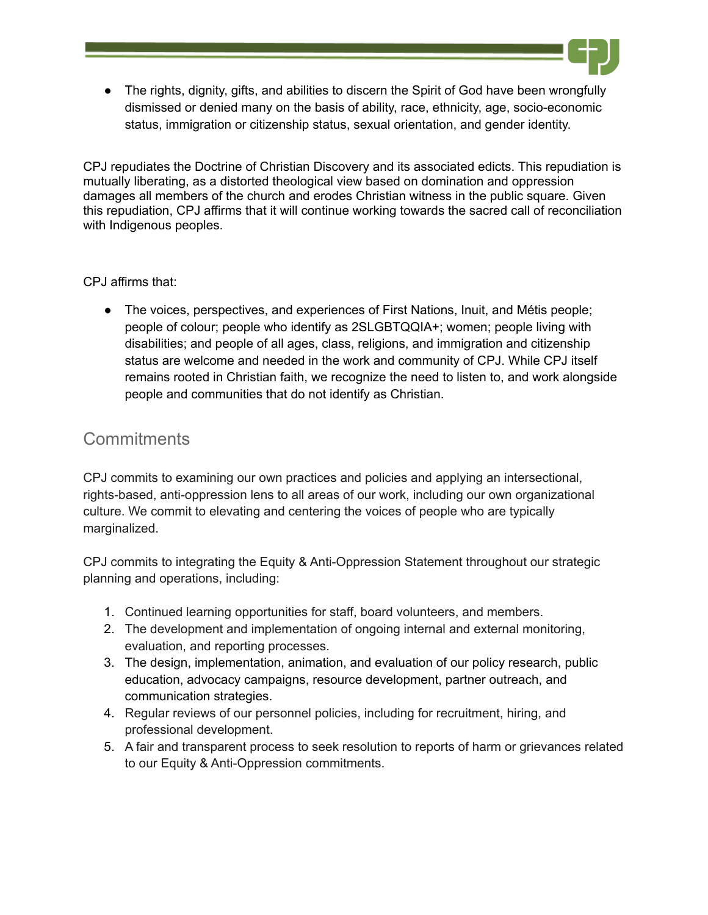- The rights, dignity, gifts, and abilities to discern the Spirit of God have been wrongfully dismissed or denied many on the basis of ability, race, ethnicity, age, socio-economic status, immigration or citizenship status, sexual orientation, and gender identity.

CPJ repudiates the Doctrine of Christian Discovery and its associated edicts. This repudiation is mutually liberating, as a distorted theological view based on domination and oppression damages all members of the church and erodes Christian witness in the public square. Given this repudiation, CPJ affirms that it will continue working towards the sacred call of reconciliation with Indigenous peoples.

CPJ affirms that:

- The voices, perspectives, and experiences of First Nations, Inuit, and Métis people; people of colour; people who identify as 2SLGBTQQIA+; women; people living with disabilities; and people of all ages, class, religions, and immigration and citizenship status are welcome and needed in the work and community of CPJ. While CPJ itself remains rooted in Christian faith, we recognize the need to listen to, and work alongside people and communities that do not identify as Christian.

## Commitments

CPJ commits to examining our own practices and policies and applying an intersectional, rights-based, anti-oppression lens to all areas of our work, including our own organizational culture. We commit to elevating and centering the voices of people who are typically marginalized.

CPJ commits to integrating the Equity & Anti-Oppression Statement throughout our strategic planning and operations, including:

1. Continued learning opportunities for staff, board volunteers, and members.
2. The development and implementation of ongoing internal and external monitoring, evaluation, and reporting processes.
3. The design, implementation, animation, and evaluation of our policy research, public education, advocacy campaigns, resource development, partner outreach, and communication strategies.
4. Regular reviews of our personnel policies, including for recruitment, hiring, and professional development.
5. A fair and transparent process to seek resolution to reports of harm or grievances related to our Equity & Anti-Oppression commitments.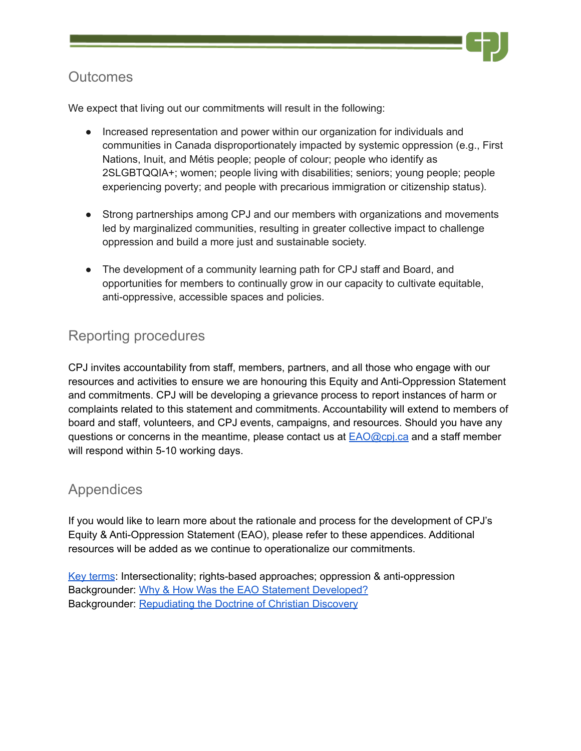## Outcomes

We expect that living out our commitments will result in the following:

- Increased representation and power within our organization for individuals and communities in Canada disproportionately impacted by systemic oppression (e.g., First Nations, Inuit, and Métis people; people of colour; people who identify as 2SLGBTQQIA+; women; people living with disabilities; seniors; young people; people experiencing poverty; and people with precarious immigration or citizenship status).

- Strong partnerships among CPJ and our members with organizations and movements led by marginalized communities, resulting in greater collective impact to challenge oppression and build a more just and sustainable society.

- The development of a community learning path for CPJ staff and Board, and opportunities for members to continually grow in our capacity to cultivate equitable, anti-oppressive, accessible spaces and policies.

## Reporting procedures

CPJ invites accountability from staff, members, partners, and all those who engage with our resources and activities to ensure we are honouring this Equity and Anti-Oppression Statement and commitments. CPJ will be developing a grievance process to report instances of harm or complaints related to this statement and commitments. Accountability will extend to members of board and staff, volunteers, and CPJ events, campaigns, and resources. Should you have any questions or concerns in the meantime, please contact us at EAO@cpj.ca and a staff member will respond within 5-10 working days.

## Appendices

If you would like to learn more about the rationale and process for the development of CPJ's Equity & Anti-Oppression Statement (EAO), please refer to these appendices. Additional resources will be added as we continue to operationalize our commitments.

Key terms: Intersectionality; rights-based approaches; oppression & anti-oppression
Backgrounder: Why & How Was the EAO Statement Developed?
Backgrounder: Repudiating the Doctrine of Christian Discovery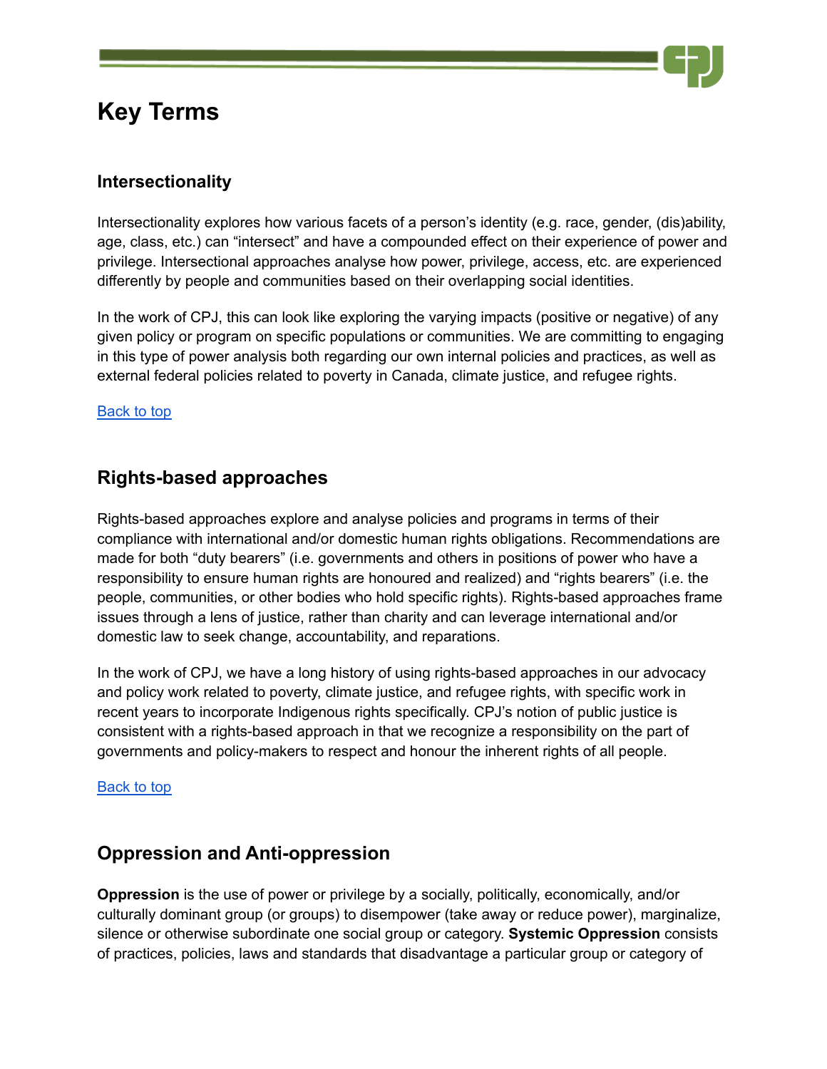# Key Terms

## Intersectionality

Intersectionality explores how various facets of a person's identity (e.g. race, gender, (dis)ability, age, class, etc.) can "intersect" and have a compounded effect on their experience of power and privilege. Intersectional approaches analyse how power, privilege, access, etc. are experienced differently by people and communities based on their overlapping social identities.

In the work of CPJ, this can look like exploring the varying impacts (positive or negative) of any given policy or program on specific populations or communities. We are committing to engaging in this type of power analysis both regarding our own internal policies and practices, as well as external federal policies related to poverty in Canada, climate justice, and refugee rights.

[Back to top]

## Rights-based approaches

Rights-based approaches explore and analyse policies and programs in terms of their compliance with international and/or domestic human rights obligations. Recommendations are made for both "duty bearers" (i.e. governments and others in positions of power who have a responsibility to ensure human rights are honoured and realized) and "rights bearers" (i.e. the people, communities, or other bodies who hold specific rights). Rights-based approaches frame issues through a lens of justice, rather than charity and can leverage international and/or domestic law to seek change, accountability, and reparations.

In the work of CPJ, we have a long history of using rights-based approaches in our advocacy and policy work related to poverty, climate justice, and refugee rights, with specific work in recent years to incorporate Indigenous rights specifically. CPJ's notion of public justice is consistent with a rights-based approach in that we recognize a responsibility on the part of governments and policy-makers to respect and honour the inherent rights of all people.

[Back to top]

## Oppression and Anti-oppression

**Oppression** is the use of power or privilege by a socially, politically, economically, and/or culturally dominant group (or groups) to disempower (take away or reduce power), marginalize, silence or otherwise subordinate one social group or category. **Systemic Oppression** consists of practices, policies, laws and standards that disadvantage a particular group or category of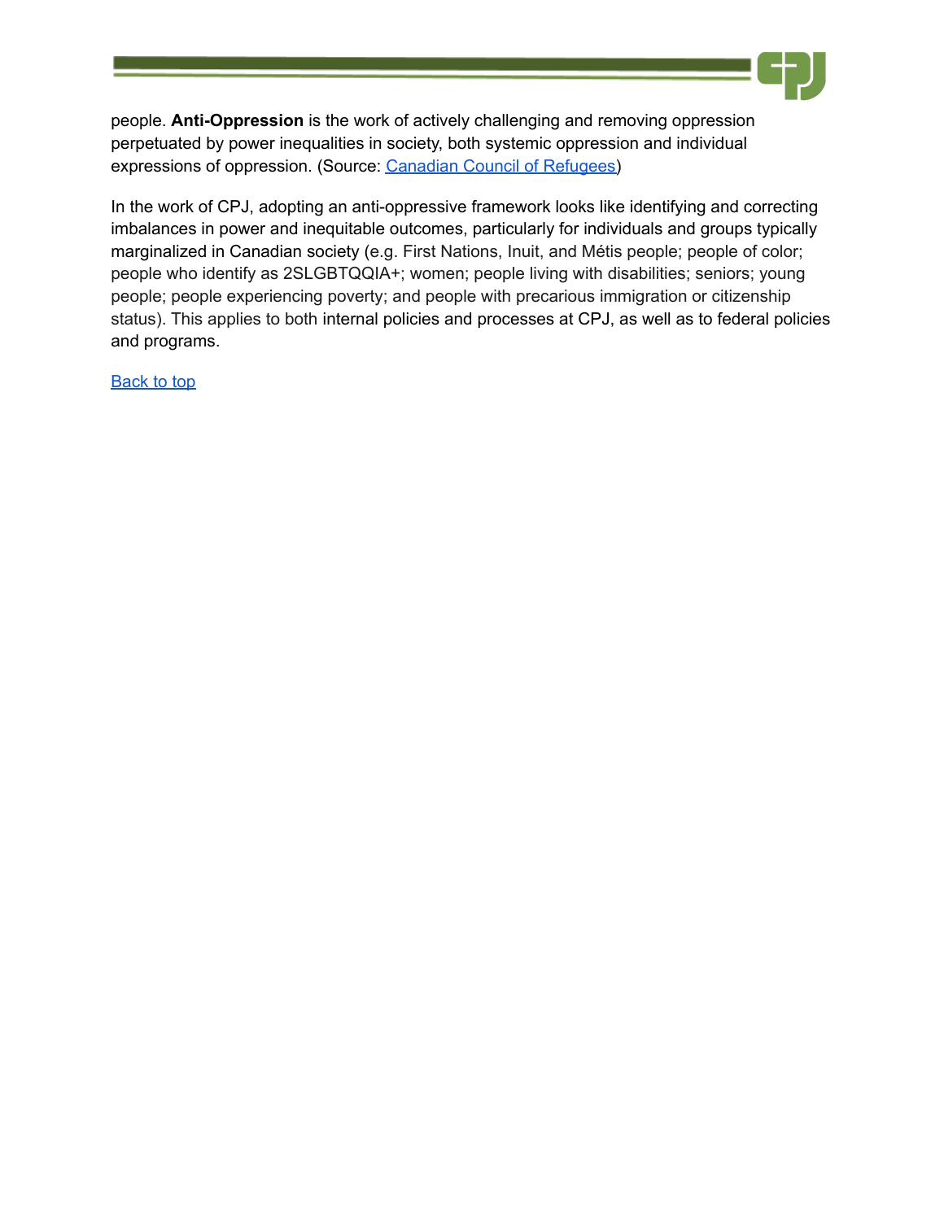people. **Anti-Oppression** is the work of actively challenging and removing oppression perpetuated by power inequalities in society, both systemic oppression and individual expressions of oppression. (Source: Canadian Council of Refugees)

In the work of CPJ, adopting an anti-oppressive framework looks like identifying and correcting imbalances in power and inequitable outcomes, particularly for individuals and groups typically marginalized in Canadian society (e.g. First Nations, Inuit, and Métis people; people of color; people who identify as 2SLGBTQQIA+; women; people living with disabilities; seniors; young people; people experiencing poverty; and people with precarious immigration or citizenship status). This applies to both internal policies and processes at CPJ, as well as to federal policies and programs.

Back to top